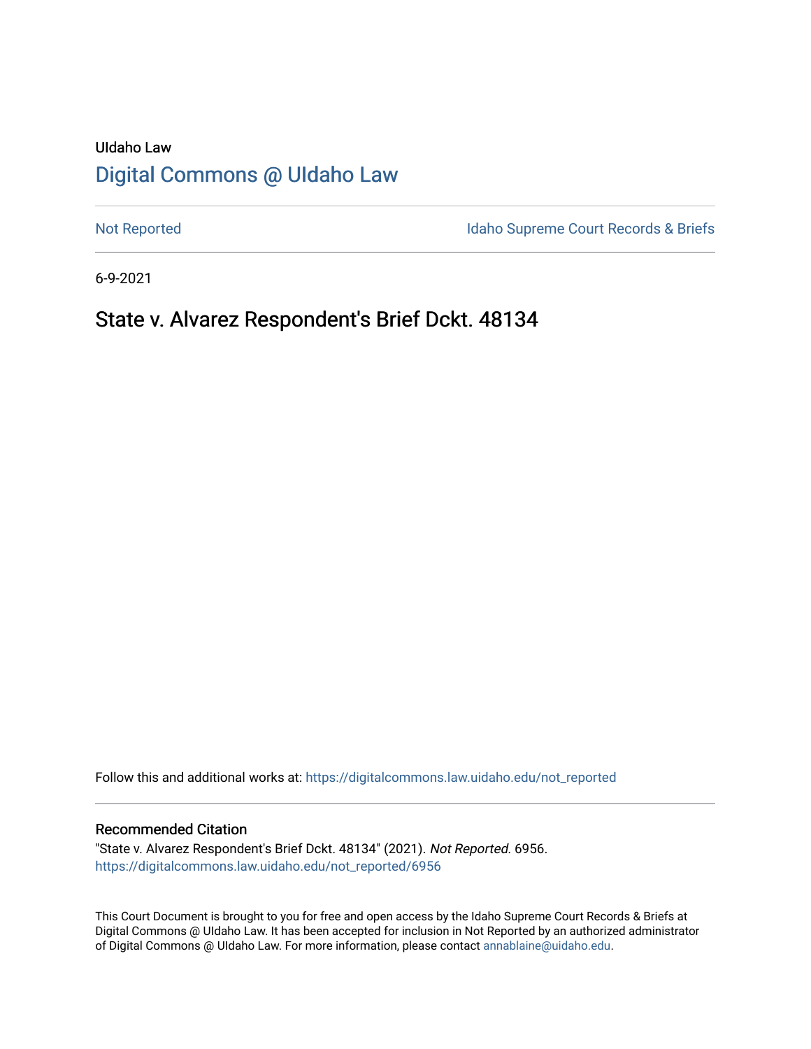UIdaho Law

# Digital Commons @ UIdaho Law

Not Reported

Idaho Supreme Court Records & Briefs

6-9-2021

## State v. Alvarez Respondent's Brief Dckt. 48134

Follow this and additional works at: https://digitalcommons.law.uidaho.edu/not_reported

### Recommended Citation

"State v. Alvarez Respondent's Brief Dckt. 48134" (2021). *Not Reported*. 6956.
https://digitalcommons.law.uidaho.edu/not_reported/6956

This Court Document is brought to you for free and open access by the Idaho Supreme Court Records & Briefs at Digital Commons @ UIdaho Law. It has been accepted for inclusion in Not Reported by an authorized administrator of Digital Commons @ UIdaho Law. For more information, please contact annablaine@uidaho.edu.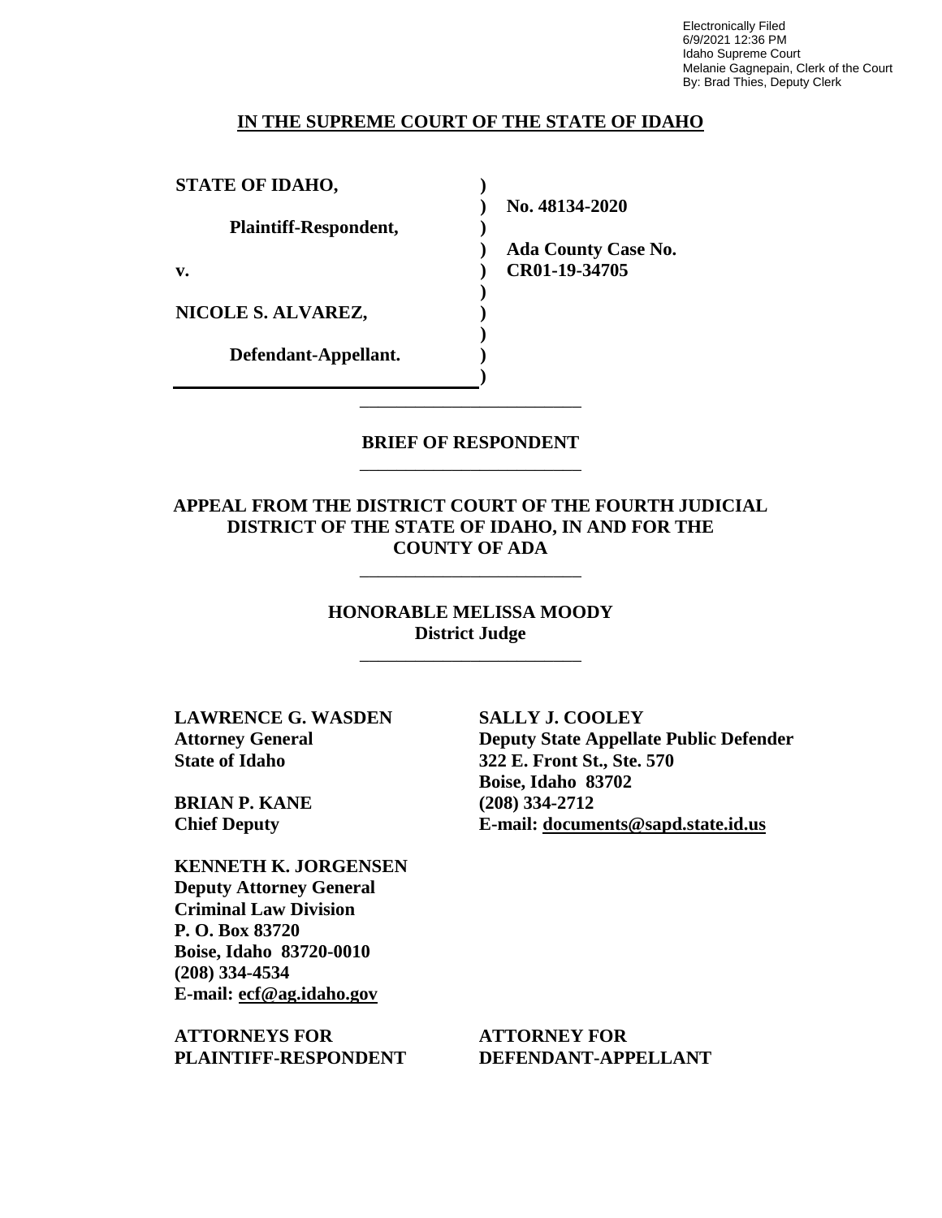Electronically Filed
6/9/2021 12:36 PM
Idaho Supreme Court
Melanie Gagnepain, Clerk of the Court
By: Brad Thies, Deputy Clerk

**IN THE SUPREME COURT OF THE STATE OF IDAHO**

| | | |
|---|---|---|
| **STATE OF IDAHO,** | ) | |
| | ) | **No. 48134-2020** |
| **Plaintiff-Respondent,** | ) | |
| | ) | **Ada County Case No.** |
| **v.** | ) | **CR01-19-34705** |
| | ) | |
| **NICOLE S. ALVAREZ,** | ) | |
| | ) | |
| **Defendant-Appellant.** | ) | |
| | ) | |

---

**BRIEF OF RESPONDENT**

---

**APPEAL FROM THE DISTRICT COURT OF THE FOURTH JUDICIAL DISTRICT OF THE STATE OF IDAHO, IN AND FOR THE COUNTY OF ADA**

---

**HONORABLE MELISSA MOODY**
**District Judge**

---

**LAWRENCE G. WASDEN**
**Attorney General**
**State of Idaho**

**BRIAN P. KANE**
**Chief Deputy**

**KENNETH K. JORGENSEN**
**Deputy Attorney General**
**Criminal Law Division**
**P. O. Box 83720**
**Boise, Idaho 83720-0010**
**(208) 334-4534**
**E-mail: ecf@ag.idaho.gov**

**ATTORNEYS FOR PLAINTIFF-RESPONDENT**

**SALLY J. COOLEY**
**Deputy State Appellate Public Defender**
**322 E. Front St., Ste. 570**
**Boise, Idaho 83702**
**(208) 334-2712**
**E-mail: documents@sapd.state.id.us**

**ATTORNEY FOR DEFENDANT-APPELLANT**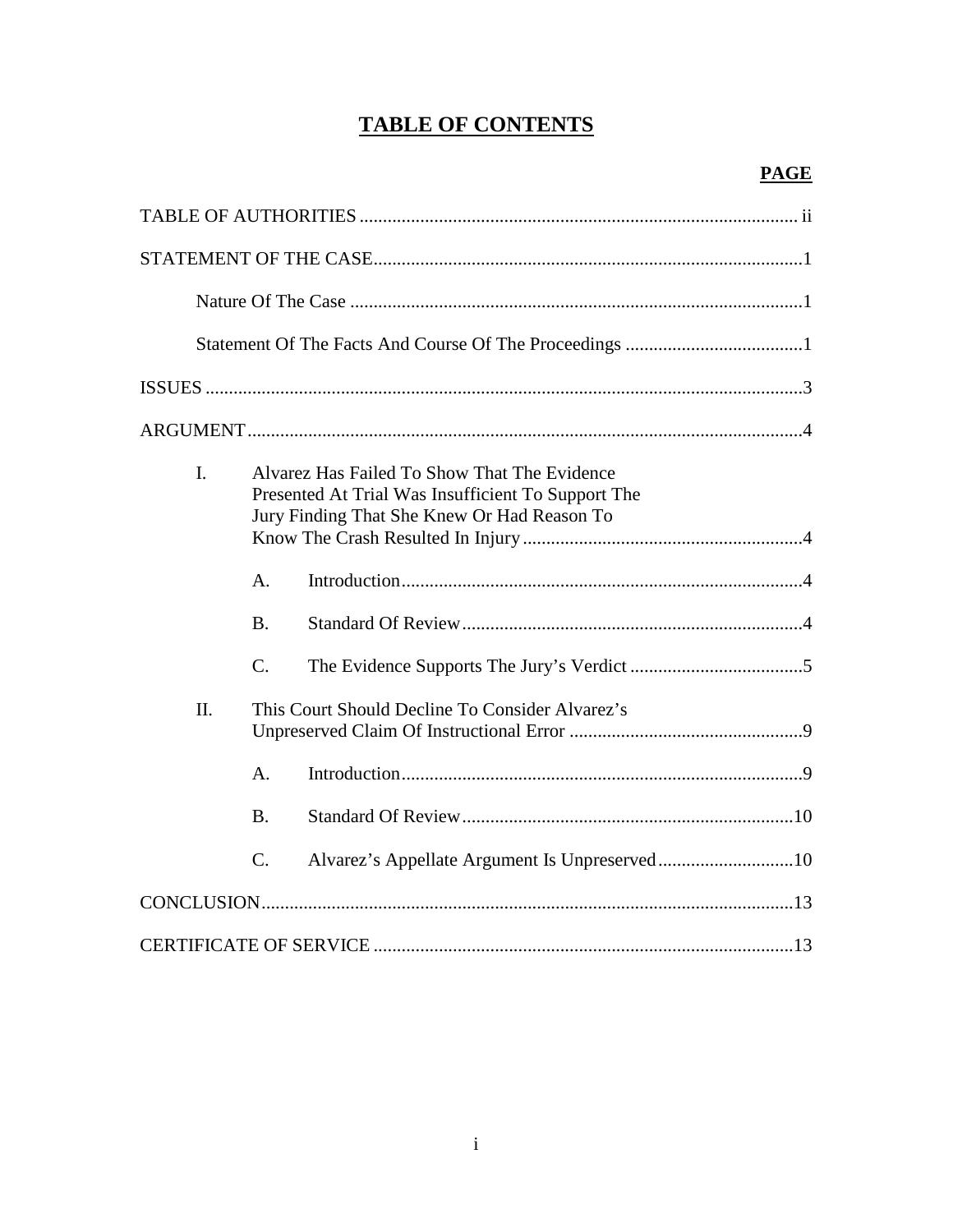# TABLE OF CONTENTS

**PAGE**

TABLE OF AUTHORITIES ........................................................................................... ii

STATEMENT OF THE CASE ........................................................................................ 1

Nature Of The Case ............................................................................................ 1

Statement Of The Facts And Course Of The Proceedings ..................................... 1

ISSUES ........................................................................................................................ 3

ARGUMENT ................................................................................................................ 4

I. Alvarez Has Failed To Show That The Evidence Presented At Trial Was Insufficient To Support The Jury Finding That She Knew Or Had Reason To Know The Crash Resulted In Injury ........................................................ 4

A. Introduction ................................................................................... 4

B. Standard Of Review ....................................................................... 4

C. The Evidence Supports The Jury's Verdict ..................................... 5

II. This Court Should Decline To Consider Alvarez's Unpreserved Claim Of Instructional Error ................................................. 9

A. Introduction ................................................................................... 9

B. Standard Of Review ....................................................................... 10

C. Alvarez's Appellate Argument Is Unpreserved ............................. 10

CONCLUSION ............................................................................................................ 13

CERTIFICATE OF SERVICE ..................................................................................... 13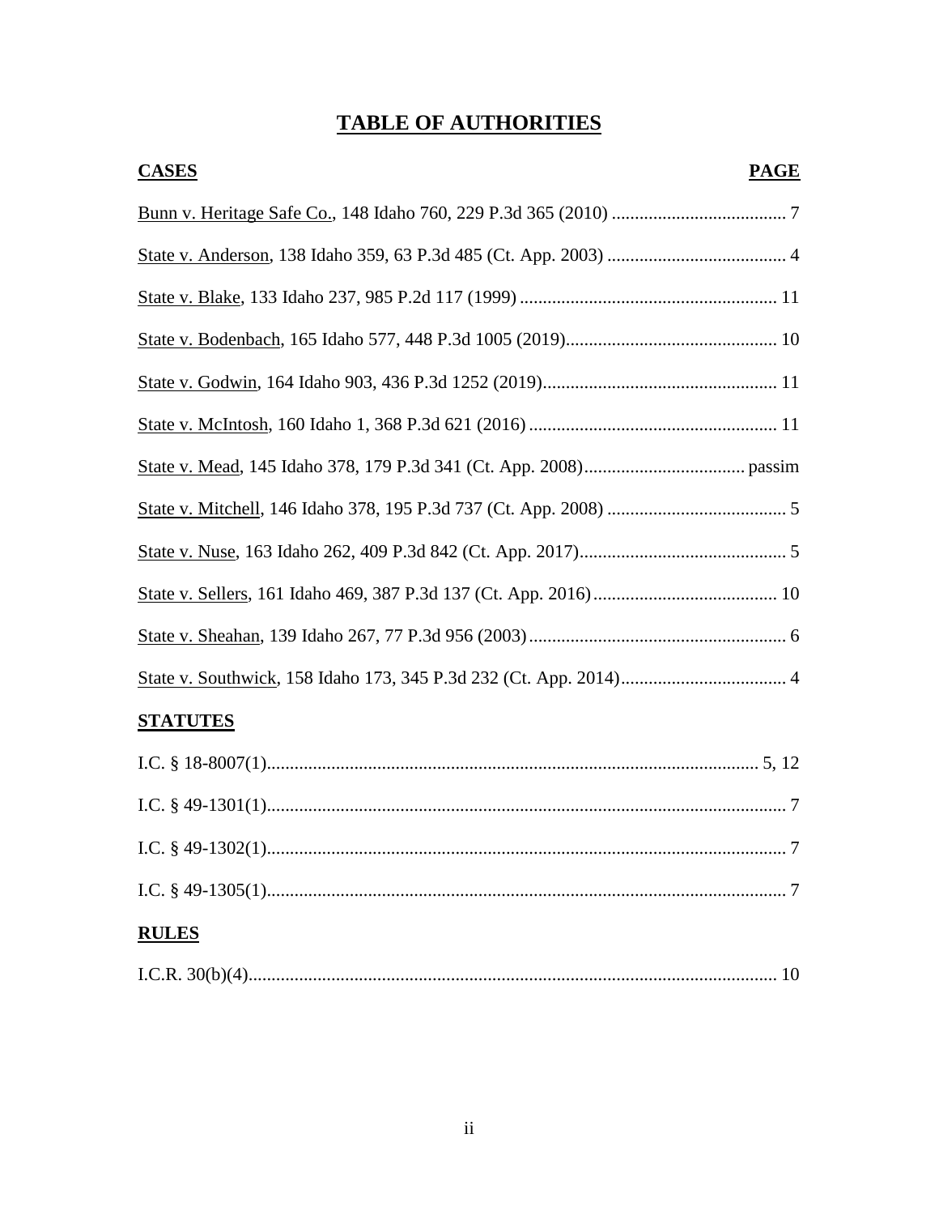# TABLE OF AUTHORITIES

| **CASES** | **PAGE** |
|---|---|
| Bunn v. Heritage Safe Co., 148 Idaho 760, 229 P.3d 365 (2010) | 7 |
| State v. Anderson, 138 Idaho 359, 63 P.3d 485 (Ct. App. 2003) | 4 |
| State v. Blake, 133 Idaho 237, 985 P.2d 117 (1999) | 11 |
| State v. Bodenbach, 165 Idaho 577, 448 P.3d 1005 (2019) | 10 |
| State v. Godwin, 164 Idaho 903, 436 P.3d 1252 (2019) | 11 |
| State v. McIntosh, 160 Idaho 1, 368 P.3d 621 (2016) | 11 |
| State v. Mead, 145 Idaho 378, 179 P.3d 341 (Ct. App. 2008) | passim |
| State v. Mitchell, 146 Idaho 378, 195 P.3d 737 (Ct. App. 2008) | 5 |
| State v. Nuse, 163 Idaho 262, 409 P.3d 842 (Ct. App. 2017) | 5 |
| State v. Sellers, 161 Idaho 469, 387 P.3d 137 (Ct. App. 2016) | 10 |
| State v. Sheahan, 139 Idaho 267, 77 P.3d 956 (2003) | 6 |
| State v. Southwick, 158 Idaho 173, 345 P.3d 232 (Ct. App. 2014) | 4 |

**STATUTES**

| | |
|---|---|
| I.C. § 18-8007(1) | 5, 12 |
| I.C. § 49-1301(1) | 7 |
| I.C. § 49-1302(1) | 7 |
| I.C. § 49-1305(1) | 7 |

**RULES**

| | |
|---|---|
| I.C.R. 30(b)(4) | 10 |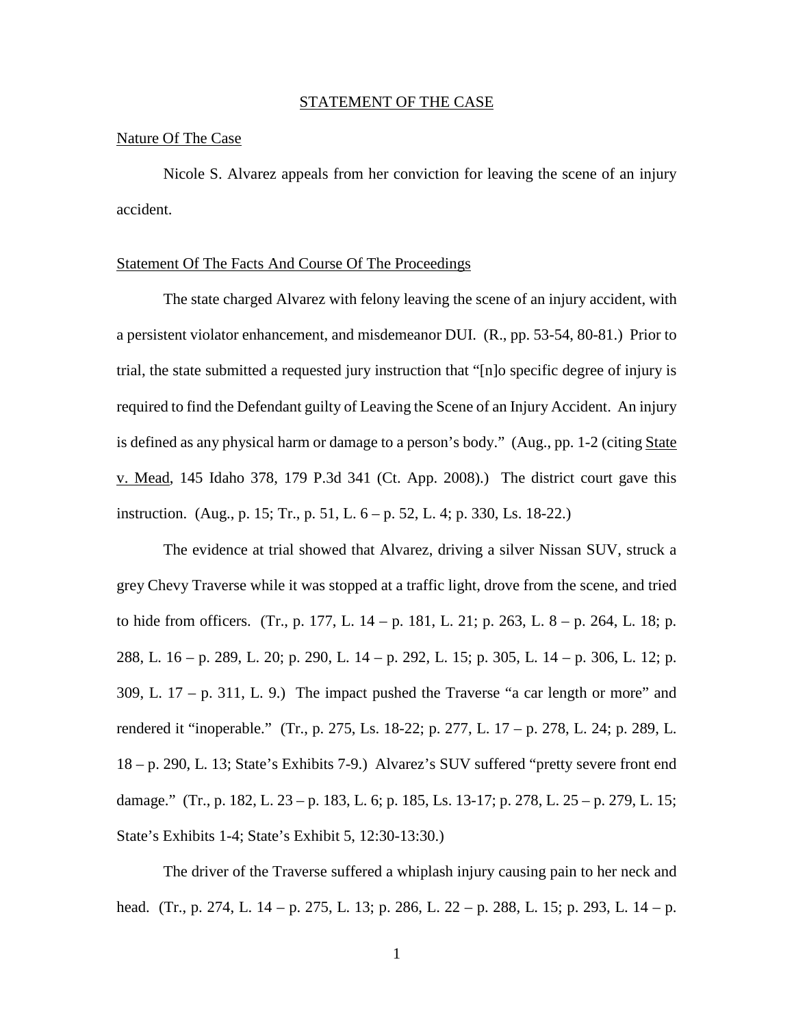# STATEMENT OF THE CASE

## Nature Of The Case

Nicole S. Alvarez appeals from her conviction for leaving the scene of an injury accident.

## Statement Of The Facts And Course Of The Proceedings

The state charged Alvarez with felony leaving the scene of an injury accident, with a persistent violator enhancement, and misdemeanor DUI. (R., pp. 53-54, 80-81.) Prior to trial, the state submitted a requested jury instruction that "[n]o specific degree of injury is required to find the Defendant guilty of Leaving the Scene of an Injury Accident. An injury is defined as any physical harm or damage to a person's body." (Aug., pp. 1-2 (citing State v. Mead, 145 Idaho 378, 179 P.3d 341 (Ct. App. 2008).) The district court gave this instruction. (Aug., p. 15; Tr., p. 51, L. 6 – p. 52, L. 4; p. 330, Ls. 18-22.)

The evidence at trial showed that Alvarez, driving a silver Nissan SUV, struck a grey Chevy Traverse while it was stopped at a traffic light, drove from the scene, and tried to hide from officers. (Tr., p. 177, L. 14 – p. 181, L. 21; p. 263, L. 8 – p. 264, L. 18; p. 288, L. 16 – p. 289, L. 20; p. 290, L. 14 – p. 292, L. 15; p. 305, L. 14 – p. 306, L. 12; p. 309, L. 17 – p. 311, L. 9.) The impact pushed the Traverse "a car length or more" and rendered it "inoperable." (Tr., p. 275, Ls. 18-22; p. 277, L. 17 – p. 278, L. 24; p. 289, L. 18 – p. 290, L. 13; State's Exhibits 7-9.) Alvarez's SUV suffered "pretty severe front end damage." (Tr., p. 182, L. 23 – p. 183, L. 6; p. 185, Ls. 13-17; p. 278, L. 25 – p. 279, L. 15; State's Exhibits 1-4; State's Exhibit 5, 12:30-13:30.)

The driver of the Traverse suffered a whiplash injury causing pain to her neck and head. (Tr., p. 274, L. 14 – p. 275, L. 13; p. 286, L. 22 – p. 288, L. 15; p. 293, L. 14 – p.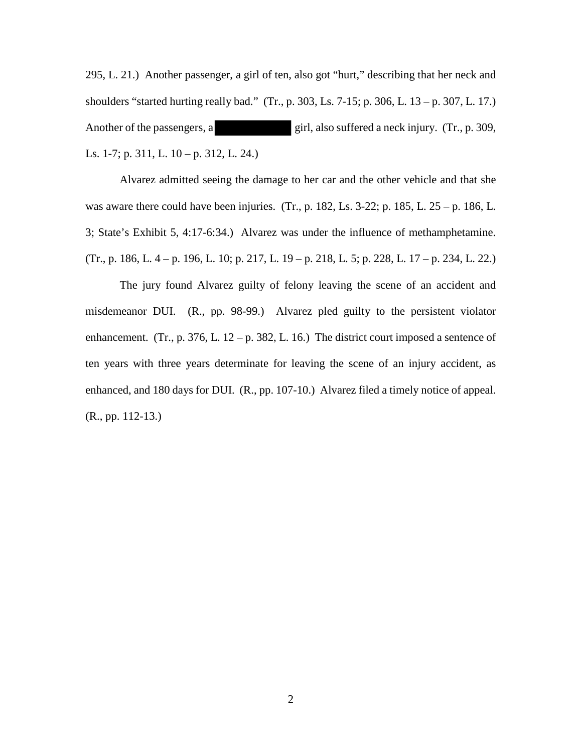295, L. 21.) Another passenger, a girl of ten, also got "hurt," describing that her neck and shoulders "started hurting really bad." (Tr., p. 303, Ls. 7-15; p. 306, L. 13 – p. 307, L. 17.) Another of the passengers, a [REDACTED] girl, also suffered a neck injury. (Tr., p. 309, Ls. 1-7; p. 311, L. 10 – p. 312, L. 24.)

Alvarez admitted seeing the damage to her car and the other vehicle and that she was aware there could have been injuries. (Tr., p. 182, Ls. 3-22; p. 185, L. 25 – p. 186, L. 3; State's Exhibit 5, 4:17-6:34.) Alvarez was under the influence of methamphetamine. (Tr., p. 186, L. 4 – p. 196, L. 10; p. 217, L. 19 – p. 218, L. 5; p. 228, L. 17 – p. 234, L. 22.)

The jury found Alvarez guilty of felony leaving the scene of an accident and misdemeanor DUI. (R., pp. 98-99.) Alvarez pled guilty to the persistent violator enhancement. (Tr., p. 376, L. 12 – p. 382, L. 16.) The district court imposed a sentence of ten years with three years determinate for leaving the scene of an injury accident, as enhanced, and 180 days for DUI. (R., pp. 107-10.) Alvarez filed a timely notice of appeal. (R., pp. 112-13.)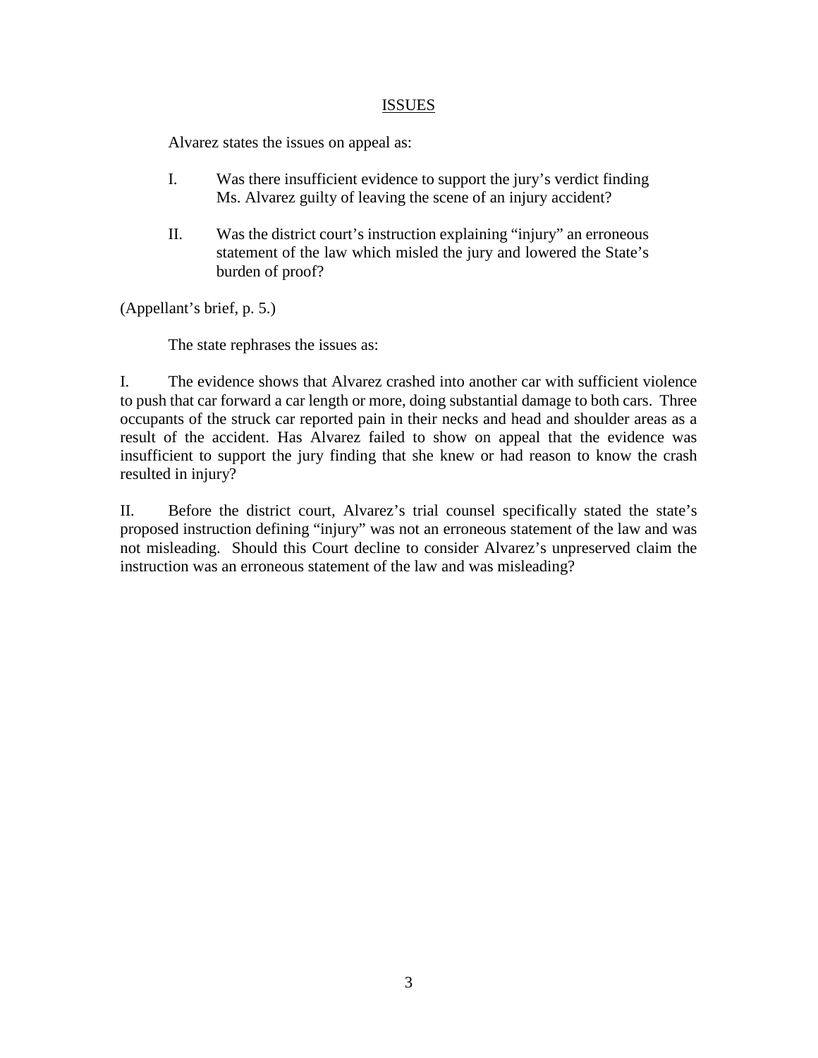## ISSUES

Alvarez states the issues on appeal as:

I. Was there insufficient evidence to support the jury's verdict finding Ms. Alvarez guilty of leaving the scene of an injury accident?

II. Was the district court's instruction explaining "injury" an erroneous statement of the law which misled the jury and lowered the State's burden of proof?

(Appellant's brief, p. 5.)

The state rephrases the issues as:

I. The evidence shows that Alvarez crashed into another car with sufficient violence to push that car forward a car length or more, doing substantial damage to both cars. Three occupants of the struck car reported pain in their necks and head and shoulder areas as a result of the accident. Has Alvarez failed to show on appeal that the evidence was insufficient to support the jury finding that she knew or had reason to know the crash resulted in injury?

II. Before the district court, Alvarez's trial counsel specifically stated the state's proposed instruction defining "injury" was not an erroneous statement of the law and was not misleading. Should this Court decline to consider Alvarez's unpreserved claim the instruction was an erroneous statement of the law and was misleading?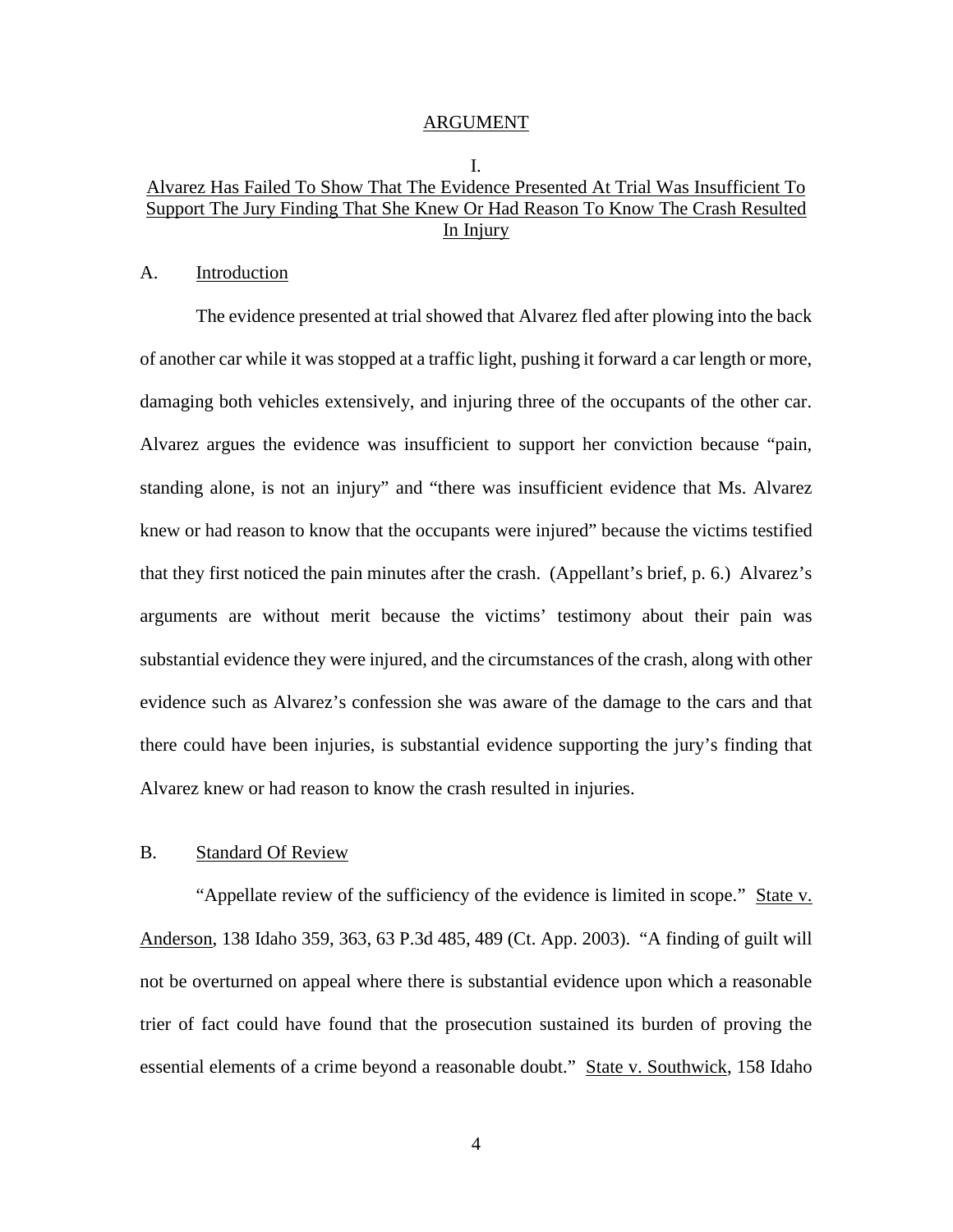# ARGUMENT

## I.

## Alvarez Has Failed To Show That The Evidence Presented At Trial Was Insufficient To Support The Jury Finding That She Knew Or Had Reason To Know The Crash Resulted In Injury

### A. Introduction

The evidence presented at trial showed that Alvarez fled after plowing into the back of another car while it was stopped at a traffic light, pushing it forward a car length or more, damaging both vehicles extensively, and injuring three of the occupants of the other car. Alvarez argues the evidence was insufficient to support her conviction because "pain, standing alone, is not an injury" and "there was insufficient evidence that Ms. Alvarez knew or had reason to know that the occupants were injured" because the victims testified that they first noticed the pain minutes after the crash. (Appellant's brief, p. 6.) Alvarez's arguments are without merit because the victims' testimony about their pain was substantial evidence they were injured, and the circumstances of the crash, along with other evidence such as Alvarez's confession she was aware of the damage to the cars and that there could have been injuries, is substantial evidence supporting the jury's finding that Alvarez knew or had reason to know the crash resulted in injuries.

### B. Standard Of Review

"Appellate review of the sufficiency of the evidence is limited in scope." State v. Anderson, 138 Idaho 359, 363, 63 P.3d 485, 489 (Ct. App. 2003). "A finding of guilt will not be overturned on appeal where there is substantial evidence upon which a reasonable trier of fact could have found that the prosecution sustained its burden of proving the essential elements of a crime beyond a reasonable doubt." State v. Southwick, 158 Idaho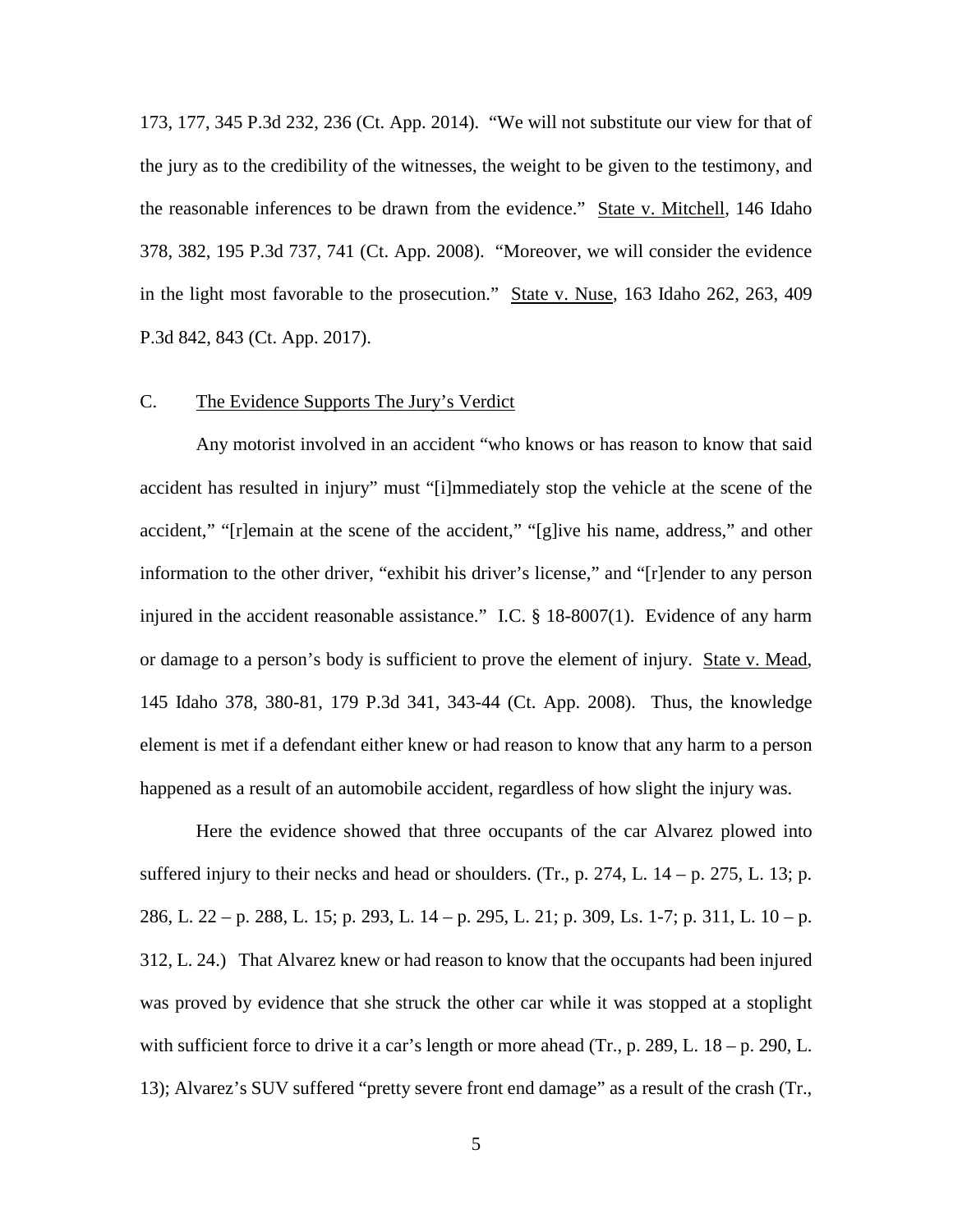173, 177, 345 P.3d 232, 236 (Ct. App. 2014). "We will not substitute our view for that of the jury as to the credibility of the witnesses, the weight to be given to the testimony, and the reasonable inferences to be drawn from the evidence." State v. Mitchell, 146 Idaho 378, 382, 195 P.3d 737, 741 (Ct. App. 2008). "Moreover, we will consider the evidence in the light most favorable to the prosecution." State v. Nuse, 163 Idaho 262, 263, 409 P.3d 842, 843 (Ct. App. 2017).

### C. The Evidence Supports The Jury's Verdict

Any motorist involved in an accident "who knows or has reason to know that said accident has resulted in injury" must "[i]mmediately stop the vehicle at the scene of the accident," "[r]emain at the scene of the accident," "[g]ive his name, address," and other information to the other driver, "exhibit his driver's license," and "[r]ender to any person injured in the accident reasonable assistance." I.C. § 18-8007(1). Evidence of any harm or damage to a person's body is sufficient to prove the element of injury. State v. Mead, 145 Idaho 378, 380-81, 179 P.3d 341, 343-44 (Ct. App. 2008). Thus, the knowledge element is met if a defendant either knew or had reason to know that any harm to a person happened as a result of an automobile accident, regardless of how slight the injury was.

Here the evidence showed that three occupants of the car Alvarez plowed into suffered injury to their necks and head or shoulders. (Tr., p. 274, L. 14 – p. 275, L. 13; p. 286, L. 22 – p. 288, L. 15; p. 293, L. 14 – p. 295, L. 21; p. 309, Ls. 1-7; p. 311, L. 10 – p. 312, L. 24.) That Alvarez knew or had reason to know that the occupants had been injured was proved by evidence that she struck the other car while it was stopped at a stoplight with sufficient force to drive it a car's length or more ahead (Tr., p. 289, L. 18 – p. 290, L. 13); Alvarez's SUV suffered "pretty severe front end damage" as a result of the crash (Tr.,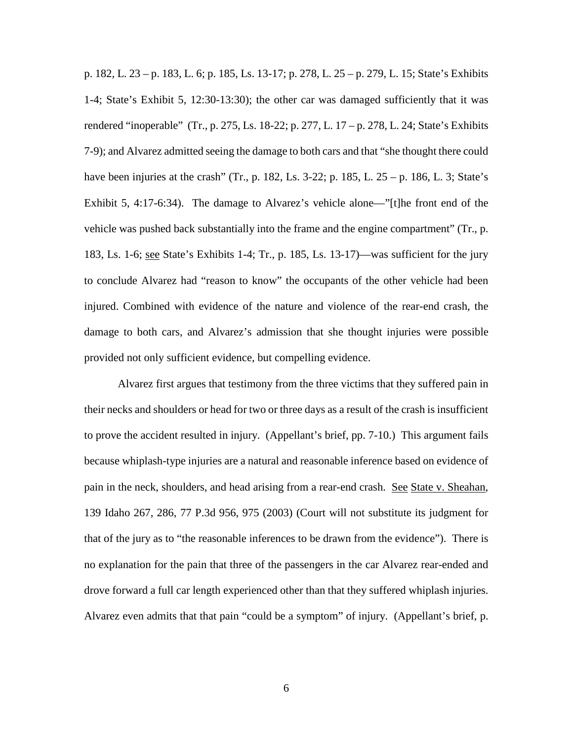p. 182, L. 23 – p. 183, L. 6; p. 185, Ls. 13-17; p. 278, L. 25 – p. 279, L. 15; State's Exhibits 1-4; State's Exhibit 5, 12:30-13:30); the other car was damaged sufficiently that it was rendered "inoperable" (Tr., p. 275, Ls. 18-22; p. 277, L. 17 – p. 278, L. 24; State's Exhibits 7-9); and Alvarez admitted seeing the damage to both cars and that "she thought there could have been injuries at the crash" (Tr., p. 182, Ls. 3-22; p. 185, L. 25 – p. 186, L. 3; State's Exhibit 5, 4:17-6:34). The damage to Alvarez's vehicle alone—"[t]he front end of the vehicle was pushed back substantially into the frame and the engine compartment" (Tr., p. 183, Ls. 1-6; see State's Exhibits 1-4; Tr., p. 185, Ls. 13-17)—was sufficient for the jury to conclude Alvarez had "reason to know" the occupants of the other vehicle had been injured. Combined with evidence of the nature and violence of the rear-end crash, the damage to both cars, and Alvarez's admission that she thought injuries were possible provided not only sufficient evidence, but compelling evidence.

Alvarez first argues that testimony from the three victims that they suffered pain in their necks and shoulders or head for two or three days as a result of the crash is insufficient to prove the accident resulted in injury. (Appellant's brief, pp. 7-10.) This argument fails because whiplash-type injuries are a natural and reasonable inference based on evidence of pain in the neck, shoulders, and head arising from a rear-end crash. See State v. Sheahan, 139 Idaho 267, 286, 77 P.3d 956, 975 (2003) (Court will not substitute its judgment for that of the jury as to "the reasonable inferences to be drawn from the evidence"). There is no explanation for the pain that three of the passengers in the car Alvarez rear-ended and drove forward a full car length experienced other than that they suffered whiplash injuries. Alvarez even admits that that pain "could be a symptom" of injury. (Appellant's brief, p.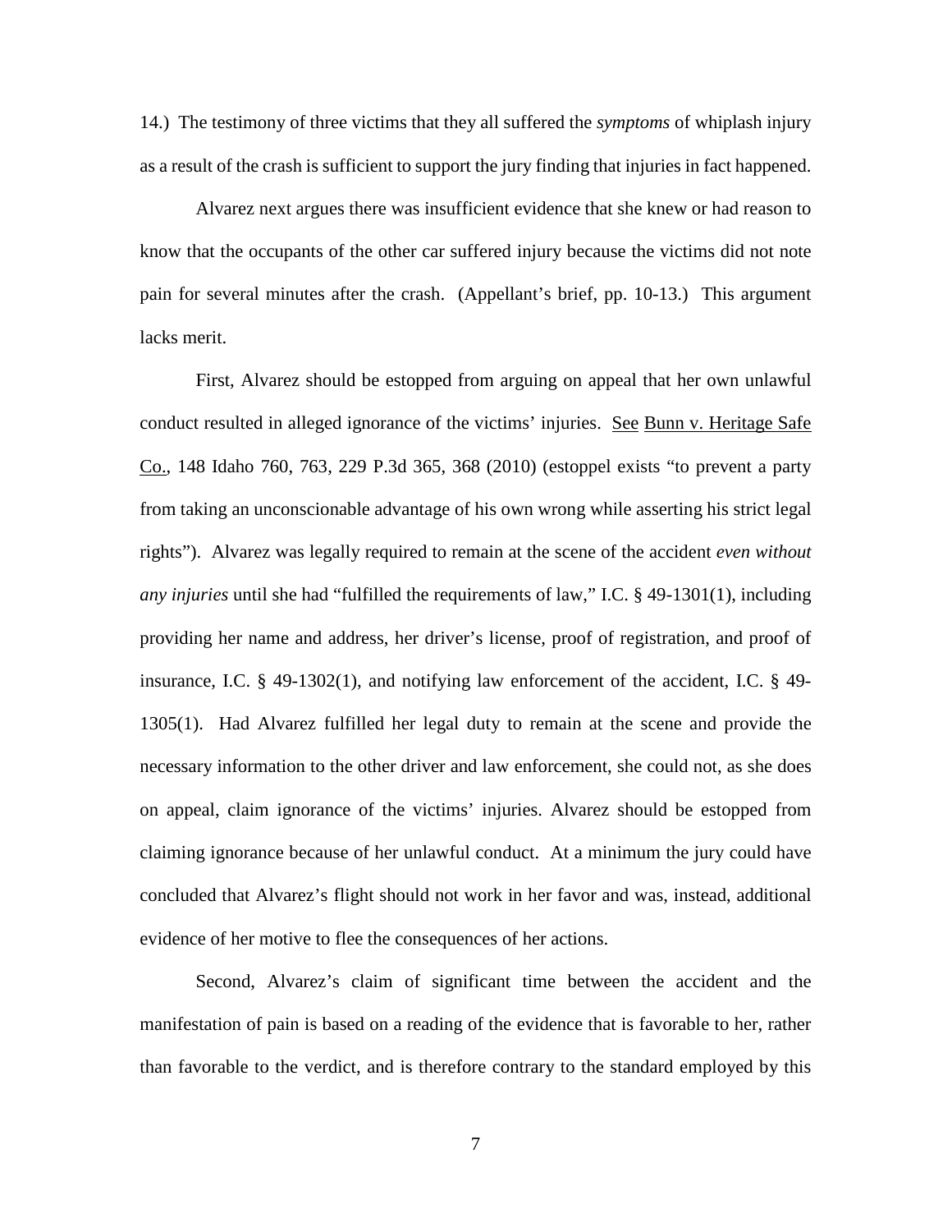14.) The testimony of three victims that they all suffered the *symptoms* of whiplash injury as a result of the crash is sufficient to support the jury finding that injuries in fact happened.

Alvarez next argues there was insufficient evidence that she knew or had reason to know that the occupants of the other car suffered injury because the victims did not note pain for several minutes after the crash. (Appellant's brief, pp. 10-13.) This argument lacks merit.

First, Alvarez should be estopped from arguing on appeal that her own unlawful conduct resulted in alleged ignorance of the victims' injuries. See Bunn v. Heritage Safe Co., 148 Idaho 760, 763, 229 P.3d 365, 368 (2010) (estoppel exists "to prevent a party from taking an unconscionable advantage of his own wrong while asserting his strict legal rights"). Alvarez was legally required to remain at the scene of the accident *even without any injuries* until she had "fulfilled the requirements of law," I.C. § 49-1301(1), including providing her name and address, her driver's license, proof of registration, and proof of insurance, I.C. § 49-1302(1), and notifying law enforcement of the accident, I.C. § 49-1305(1). Had Alvarez fulfilled her legal duty to remain at the scene and provide the necessary information to the other driver and law enforcement, she could not, as she does on appeal, claim ignorance of the victims' injuries. Alvarez should be estopped from claiming ignorance because of her unlawful conduct. At a minimum the jury could have concluded that Alvarez's flight should not work in her favor and was, instead, additional evidence of her motive to flee the consequences of her actions.

Second, Alvarez's claim of significant time between the accident and the manifestation of pain is based on a reading of the evidence that is favorable to her, rather than favorable to the verdict, and is therefore contrary to the standard employed by this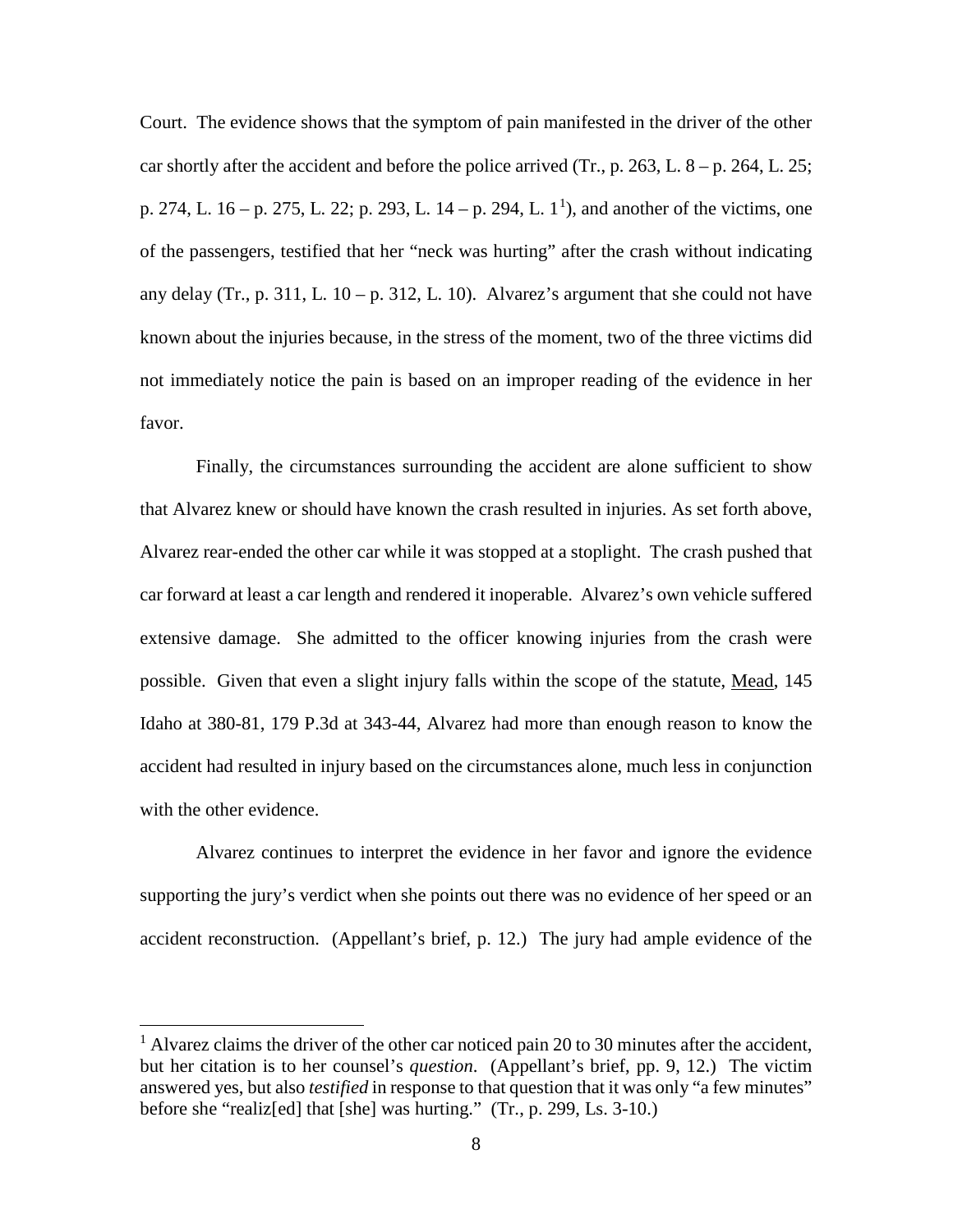Court. The evidence shows that the symptom of pain manifested in the driver of the other car shortly after the accident and before the police arrived (Tr., p. 263, L. 8 – p. 264, L. 25; p. 274, L. 16 – p. 275, L. 22; p. 293, L. 14 – p. 294, L. 1[1]), and another of the victims, one of the passengers, testified that her "neck was hurting" after the crash without indicating any delay (Tr., p. 311, L. 10 – p. 312, L. 10). Alvarez's argument that she could not have known about the injuries because, in the stress of the moment, two of the three victims did not immediately notice the pain is based on an improper reading of the evidence in her favor.

Finally, the circumstances surrounding the accident are alone sufficient to show that Alvarez knew or should have known the crash resulted in injuries. As set forth above, Alvarez rear-ended the other car while it was stopped at a stoplight. The crash pushed that car forward at least a car length and rendered it inoperable. Alvarez's own vehicle suffered extensive damage. She admitted to the officer knowing injuries from the crash were possible. Given that even a slight injury falls within the scope of the statute, Mead, 145 Idaho at 380-81, 179 P.3d at 343-44, Alvarez had more than enough reason to know the accident had resulted in injury based on the circumstances alone, much less in conjunction with the other evidence.

Alvarez continues to interpret the evidence in her favor and ignore the evidence supporting the jury's verdict when she points out there was no evidence of her speed or an accident reconstruction. (Appellant's brief, p. 12.) The jury had ample evidence of the

---

[1] Alvarez claims the driver of the other car noticed pain 20 to 30 minutes after the accident, but her citation is to her counsel's *question*. (Appellant's brief, pp. 9, 12.) The victim answered yes, but also *testified* in response to that question that it was only "a few minutes" before she "realiz[ed] that [she] was hurting." (Tr., p. 299, Ls. 3-10.)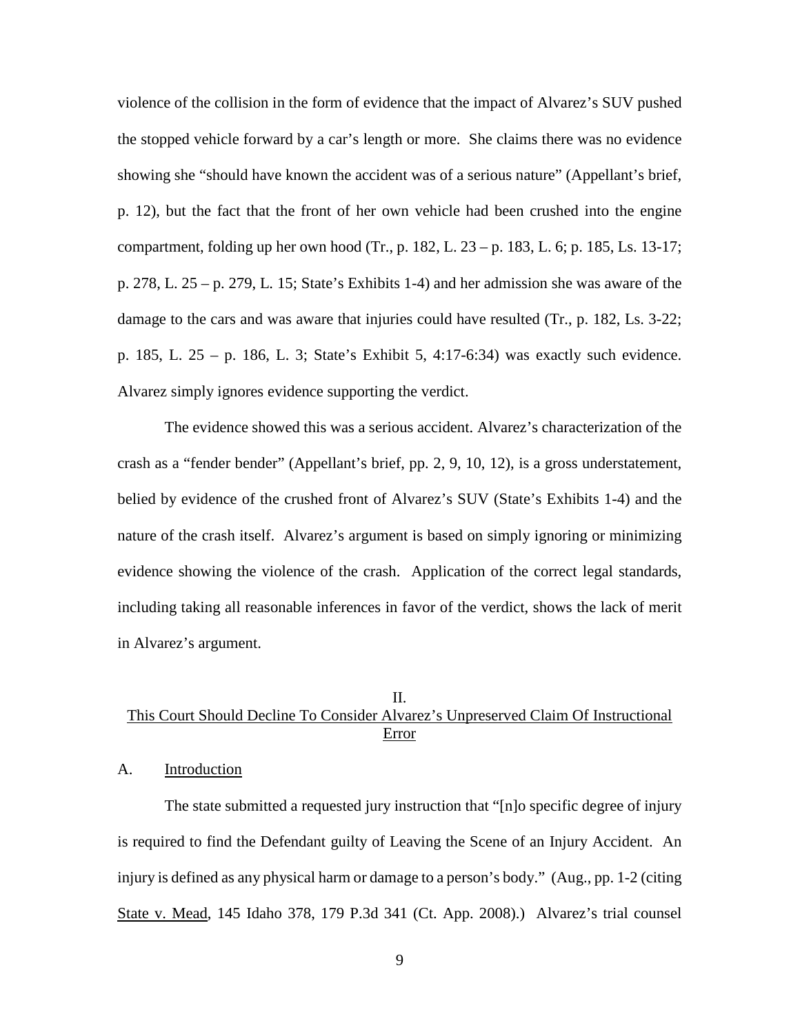violence of the collision in the form of evidence that the impact of Alvarez's SUV pushed the stopped vehicle forward by a car's length or more. She claims there was no evidence showing she "should have known the accident was of a serious nature" (Appellant's brief, p. 12), but the fact that the front of her own vehicle had been crushed into the engine compartment, folding up her own hood (Tr., p. 182, L. 23 – p. 183, L. 6; p. 185, Ls. 13-17; p. 278, L. 25 – p. 279, L. 15; State's Exhibits 1-4) and her admission she was aware of the damage to the cars and was aware that injuries could have resulted (Tr., p. 182, Ls. 3-22; p. 185, L. 25 – p. 186, L. 3; State's Exhibit 5, 4:17-6:34) was exactly such evidence. Alvarez simply ignores evidence supporting the verdict.

The evidence showed this was a serious accident. Alvarez's characterization of the crash as a "fender bender" (Appellant's brief, pp. 2, 9, 10, 12), is a gross understatement, belied by evidence of the crushed front of Alvarez's SUV (State's Exhibits 1-4) and the nature of the crash itself. Alvarez's argument is based on simply ignoring or minimizing evidence showing the violence of the crash. Application of the correct legal standards, including taking all reasonable inferences in favor of the verdict, shows the lack of merit in Alvarez's argument.

## II.
## This Court Should Decline To Consider Alvarez's Unpreserved Claim Of Instructional Error

### A. Introduction

The state submitted a requested jury instruction that "[n]o specific degree of injury is required to find the Defendant guilty of Leaving the Scene of an Injury Accident. An injury is defined as any physical harm or damage to a person's body." (Aug., pp. 1-2 (citing State v. Mead, 145 Idaho 378, 179 P.3d 341 (Ct. App. 2008).) Alvarez's trial counsel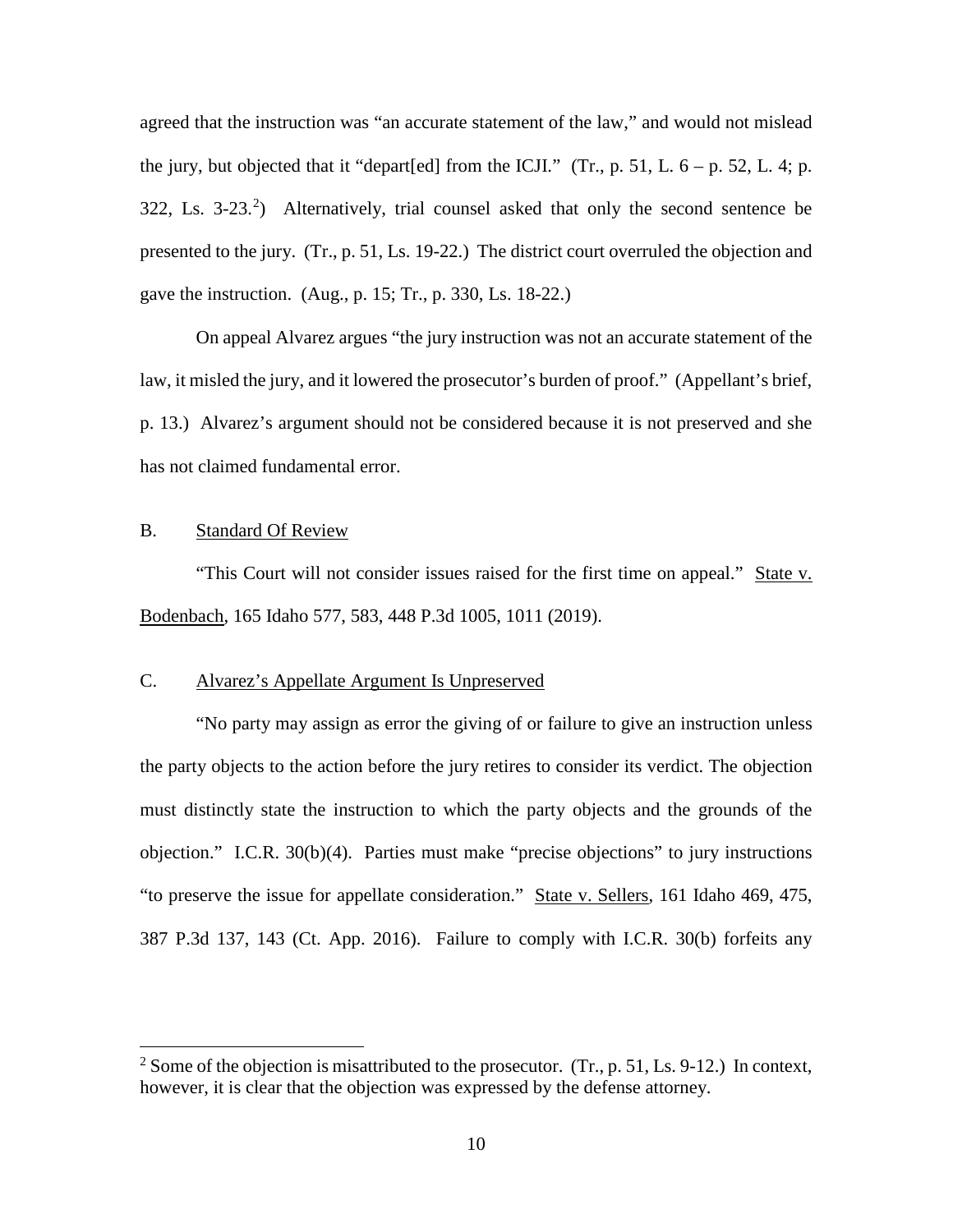agreed that the instruction was "an accurate statement of the law," and would not mislead the jury, but objected that it "depart[ed] from the ICJI." (Tr., p. 51, L. 6 – p. 52, L. 4; p. 322, Ls. 3-23.[2]) Alternatively, trial counsel asked that only the second sentence be presented to the jury. (Tr., p. 51, Ls. 19-22.) The district court overruled the objection and gave the instruction. (Aug., p. 15; Tr., p. 330, Ls. 18-22.)

On appeal Alvarez argues "the jury instruction was not an accurate statement of the law, it misled the jury, and it lowered the prosecutor's burden of proof." (Appellant's brief, p. 13.) Alvarez's argument should not be considered because it is not preserved and she has not claimed fundamental error.

### B. Standard Of Review

"This Court will not consider issues raised for the first time on appeal." State v. Bodenbach, 165 Idaho 577, 583, 448 P.3d 1005, 1011 (2019).

### C. Alvarez's Appellate Argument Is Unpreserved

"No party may assign as error the giving of or failure to give an instruction unless the party objects to the action before the jury retires to consider its verdict. The objection must distinctly state the instruction to which the party objects and the grounds of the objection." I.C.R. 30(b)(4). Parties must make "precise objections" to jury instructions "to preserve the issue for appellate consideration." State v. Sellers, 161 Idaho 469, 475, 387 P.3d 137, 143 (Ct. App. 2016). Failure to comply with I.C.R. 30(b) forfeits any

[2] Some of the objection is misattributed to the prosecutor. (Tr., p. 51, Ls. 9-12.) In context, however, it is clear that the objection was expressed by the defense attorney.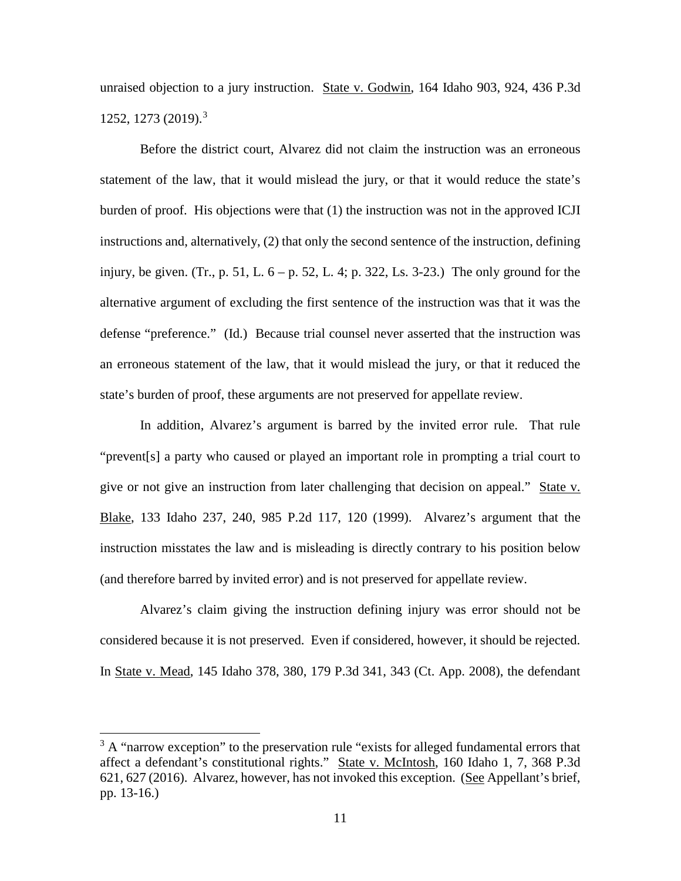unraised objection to a jury instruction. State v. Godwin, 164 Idaho 903, 924, 436 P.3d 1252, 1273 (2019).[3]

Before the district court, Alvarez did not claim the instruction was an erroneous statement of the law, that it would mislead the jury, or that it would reduce the state's burden of proof. His objections were that (1) the instruction was not in the approved ICJI instructions and, alternatively, (2) that only the second sentence of the instruction, defining injury, be given. (Tr., p. 51, L. 6 – p. 52, L. 4; p. 322, Ls. 3-23.) The only ground for the alternative argument of excluding the first sentence of the instruction was that it was the defense "preference." (Id.) Because trial counsel never asserted that the instruction was an erroneous statement of the law, that it would mislead the jury, or that it reduced the state's burden of proof, these arguments are not preserved for appellate review.

In addition, Alvarez's argument is barred by the invited error rule. That rule "prevent[s] a party who caused or played an important role in prompting a trial court to give or not give an instruction from later challenging that decision on appeal." State v. Blake, 133 Idaho 237, 240, 985 P.2d 117, 120 (1999). Alvarez's argument that the instruction misstates the law and is misleading is directly contrary to his position below (and therefore barred by invited error) and is not preserved for appellate review.

Alvarez's claim giving the instruction defining injury was error should not be considered because it is not preserved. Even if considered, however, it should be rejected. In State v. Mead, 145 Idaho 378, 380, 179 P.3d 341, 343 (Ct. App. 2008), the defendant

---

[3] A "narrow exception" to the preservation rule "exists for alleged fundamental errors that affect a defendant's constitutional rights." State v. McIntosh, 160 Idaho 1, 7, 368 P.3d 621, 627 (2016). Alvarez, however, has not invoked this exception. (See Appellant's brief, pp. 13-16.)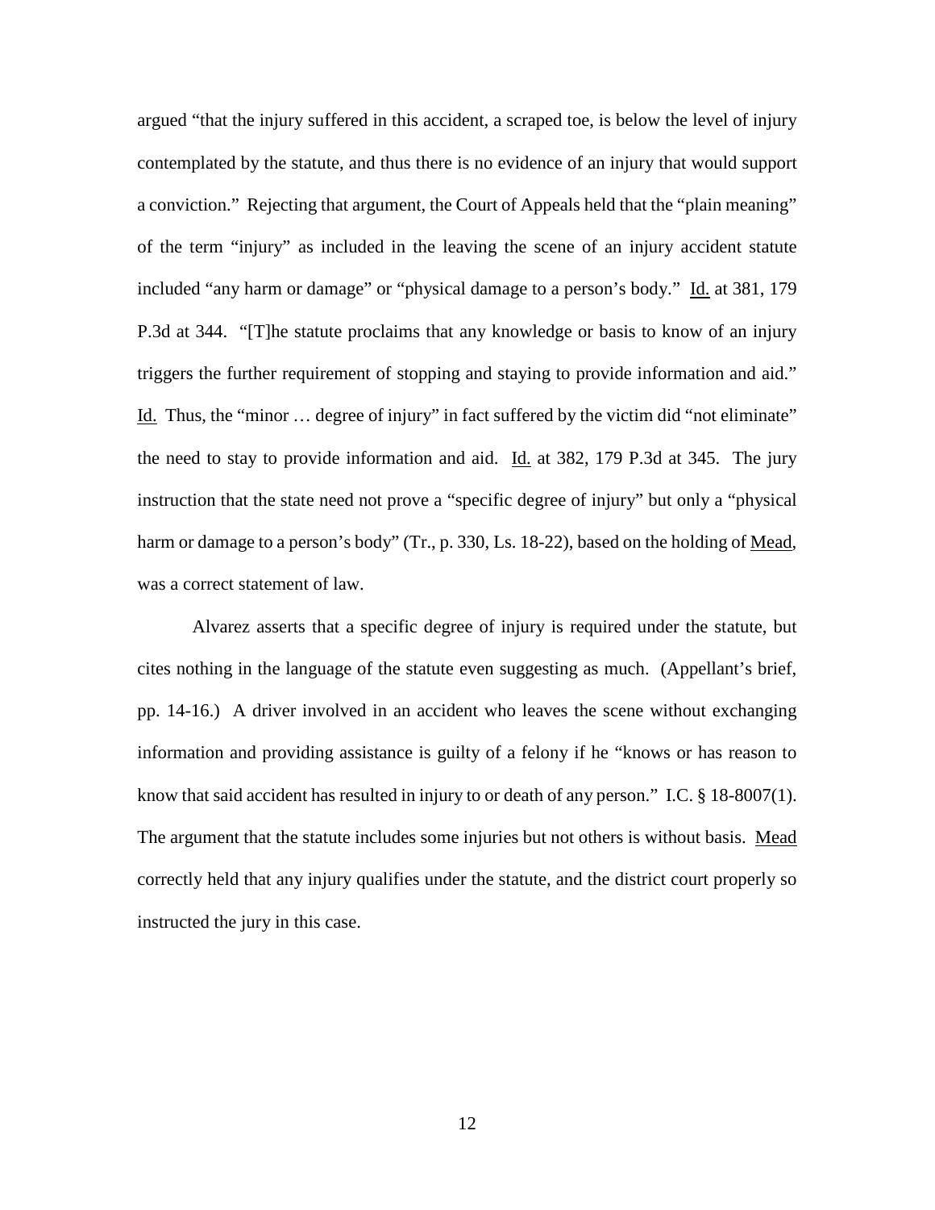argued "that the injury suffered in this accident, a scraped toe, is below the level of injury contemplated by the statute, and thus there is no evidence of an injury that would support a conviction." Rejecting that argument, the Court of Appeals held that the "plain meaning" of the term "injury" as included in the leaving the scene of an injury accident statute included "any harm or damage" or "physical damage to a person's body." Id. at 381, 179 P.3d at 344. "[T]he statute proclaims that any knowledge or basis to know of an injury triggers the further requirement of stopping and staying to provide information and aid." Id. Thus, the "minor … degree of injury" in fact suffered by the victim did "not eliminate" the need to stay to provide information and aid. Id. at 382, 179 P.3d at 345. The jury instruction that the state need not prove a "specific degree of injury" but only a "physical harm or damage to a person's body" (Tr., p. 330, Ls. 18-22), based on the holding of Mead, was a correct statement of law.

Alvarez asserts that a specific degree of injury is required under the statute, but cites nothing in the language of the statute even suggesting as much. (Appellant's brief, pp. 14-16.) A driver involved in an accident who leaves the scene without exchanging information and providing assistance is guilty of a felony if he "knows or has reason to know that said accident has resulted in injury to or death of any person." I.C. § 18-8007(1). The argument that the statute includes some injuries but not others is without basis. Mead correctly held that any injury qualifies under the statute, and the district court properly so instructed the jury in this case.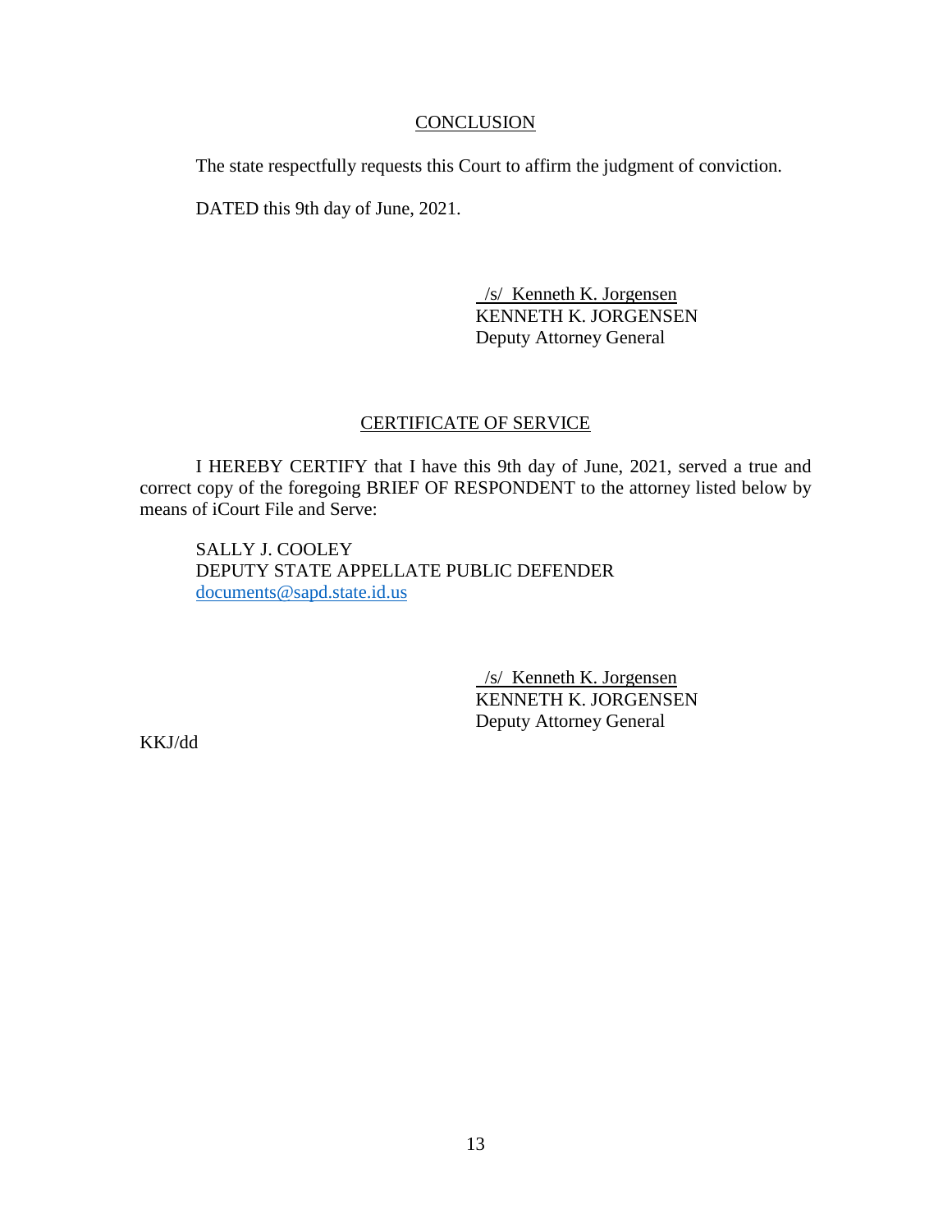## CONCLUSION

The state respectfully requests this Court to affirm the judgment of conviction.

DATED this 9th day of June, 2021.

/s/ Kenneth K. Jorgensen
KENNETH K. JORGENSEN
Deputy Attorney General

## CERTIFICATE OF SERVICE

I HEREBY CERTIFY that I have this 9th day of June, 2021, served a true and correct copy of the foregoing BRIEF OF RESPONDENT to the attorney listed below by means of iCourt File and Serve:

SALLY J. COOLEY
DEPUTY STATE APPELLATE PUBLIC DEFENDER
documents@sapd.state.id.us

/s/ Kenneth K. Jorgensen
KENNETH K. JORGENSEN
Deputy Attorney General

KKJ/dd